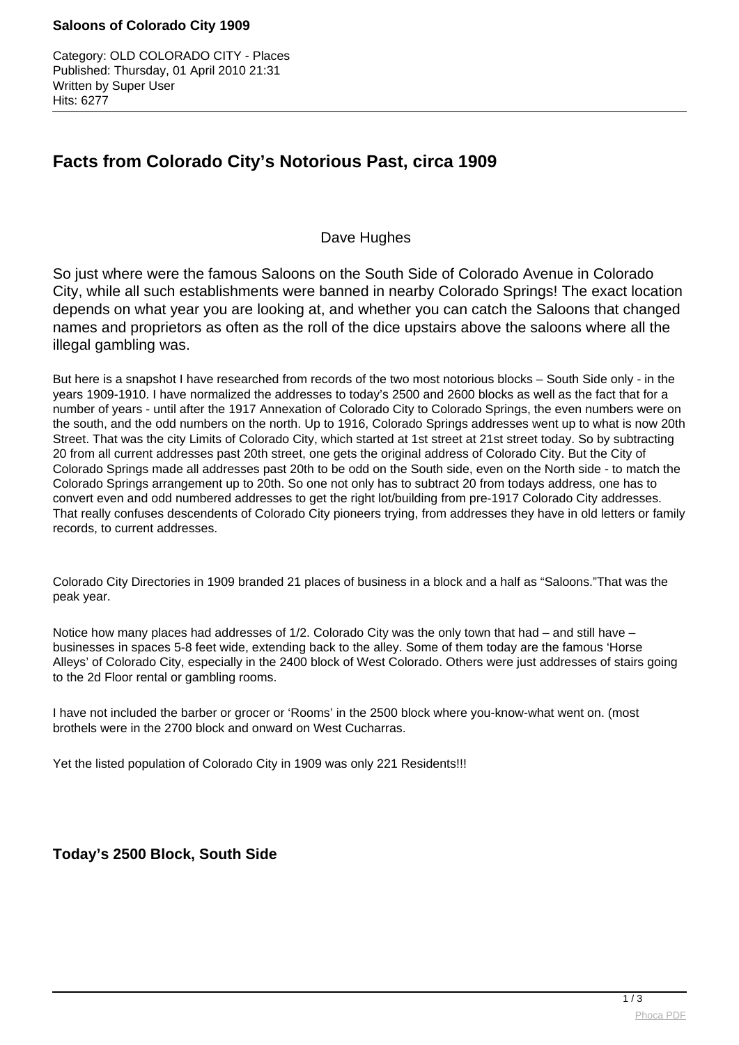# Saloons of Colorado City 1909

Category: OLD COLORADO CITY - Places
Published: Thursday, 01 April 2010 21:31
Written by Super User
Hits: 6277

## Facts from Colorado City's Notorious Past, circa 1909

Dave Hughes

So just where were the famous Saloons on the South Side of Colorado Avenue in Colorado City, while all such establishments were banned in nearby Colorado Springs! The exact location depends on what year you are looking at, and whether you can catch the Saloons that changed names and proprietors as often as the roll of the dice upstairs above the saloons where all the illegal gambling was.

But here is a snapshot I have researched from records of the two most notorious blocks – South Side only - in the years 1909-1910. I have normalized the addresses to today's 2500 and 2600 blocks as well as the fact that for a number of years - until after the 1917 Annexation of Colorado City to Colorado Springs, the even numbers were on the south, and the odd numbers on the north. Up to 1916, Colorado Springs addresses went up to what is now 20th Street. That was the city Limits of Colorado City, which started at 1st street at 21st street today. So by subtracting 20 from all current addresses past 20th street, one gets the original address of Colorado City. But the City of Colorado Springs made all addresses past 20th to be odd on the South side, even on the North side - to match the Colorado Springs arrangement up to 20th. So one not only has to subtract 20 from todays address, one has to convert even and odd numbered addresses to get the right lot/building from pre-1917 Colorado City addresses. That really confuses descendents of Colorado City pioneers trying, from addresses they have in old letters or family records, to current addresses.

Colorado City Directories in 1909 branded 21 places of business in a block and a half as "Saloons."That was the peak year.

Notice how many places had addresses of 1/2. Colorado City was the only town that had – and still have – businesses in spaces 5-8 feet wide, extending back to the alley. Some of them today are the famous 'Horse Alleys' of Colorado City, especially in the 2400 block of West Colorado. Others were just addresses of stairs going to the 2d Floor rental or gambling rooms.

I have not included the barber or grocer or 'Rooms' in the 2500 block where you-know-what went on. (most brothels were in the 2700 block and onward on West Cucharras.

Yet the listed population of Colorado City in 1909 was only 221 Residents!!!

### Today's 2500 Block, South Side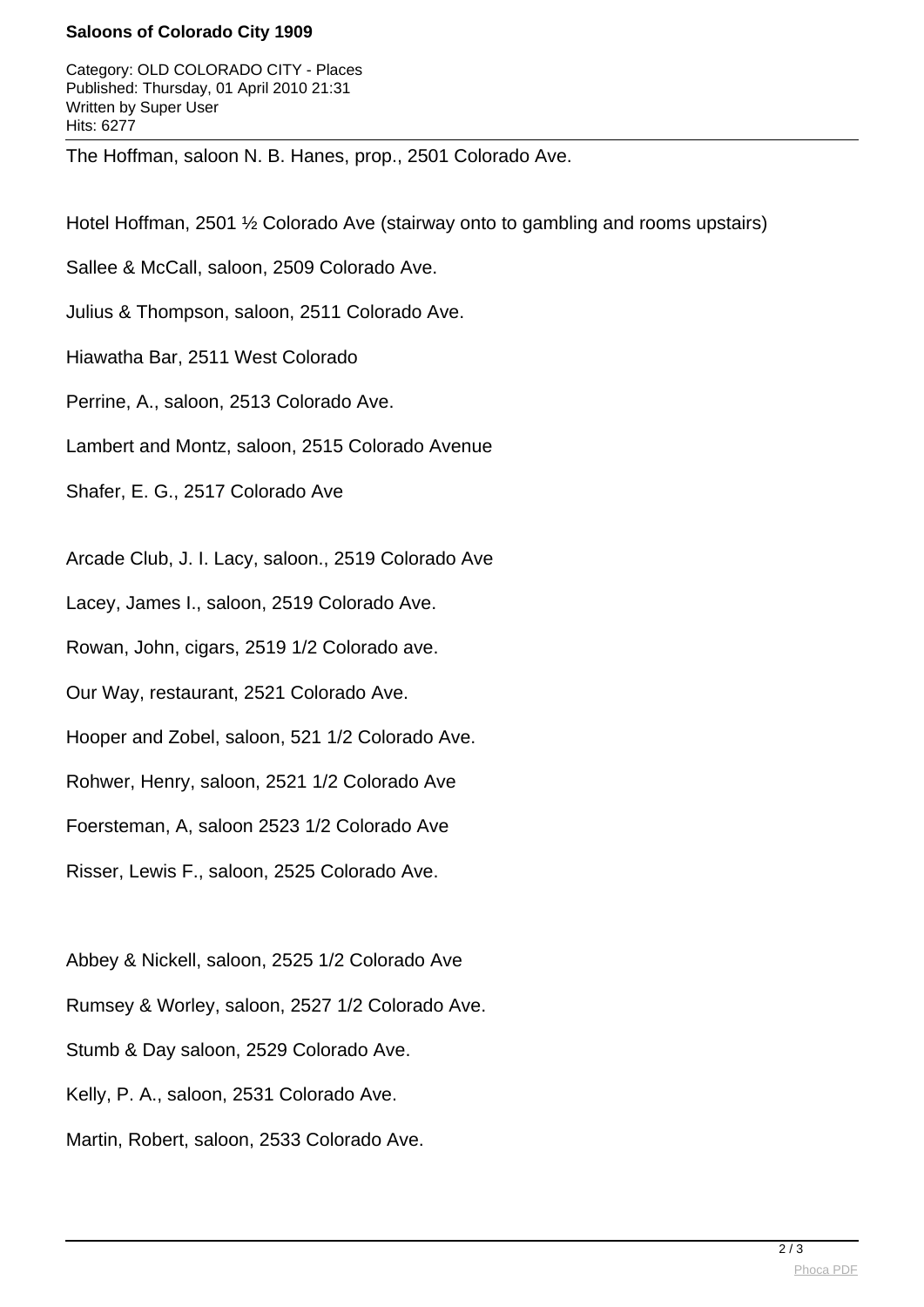The Hoffman, saloon N. B. Hanes, prop., 2501 Colorado Ave.

Hotel Hoffman, 2501 ½ Colorado Ave (stairway onto to gambling and rooms upstairs)

Sallee & McCall, saloon, 2509 Colorado Ave.

Julius & Thompson, saloon, 2511 Colorado Ave.

Hiawatha Bar, 2511 West Colorado

Perrine, A., saloon, 2513 Colorado Ave.

Lambert and Montz, saloon, 2515 Colorado Avenue

Shafer, E. G., 2517 Colorado Ave

Arcade Club, J. I. Lacy, saloon., 2519 Colorado Ave

Lacey, James I., saloon, 2519 Colorado Ave.

Rowan, John, cigars, 2519 1/2 Colorado ave.

Our Way, restaurant, 2521 Colorado Ave.

Hooper and Zobel, saloon, 521 1/2 Colorado Ave.

Rohwer, Henry, saloon, 2521 1/2 Colorado Ave

Foersteman, A, saloon 2523 1/2 Colorado Ave

Risser, Lewis F., saloon, 2525 Colorado Ave.

Abbey & Nickell, saloon, 2525 1/2 Colorado Ave

Rumsey & Worley, saloon, 2527 1/2 Colorado Ave.

Stumb & Day saloon, 2529 Colorado Ave.

Kelly, P. A., saloon, 2531 Colorado Ave.

Martin, Robert, saloon, 2533 Colorado Ave.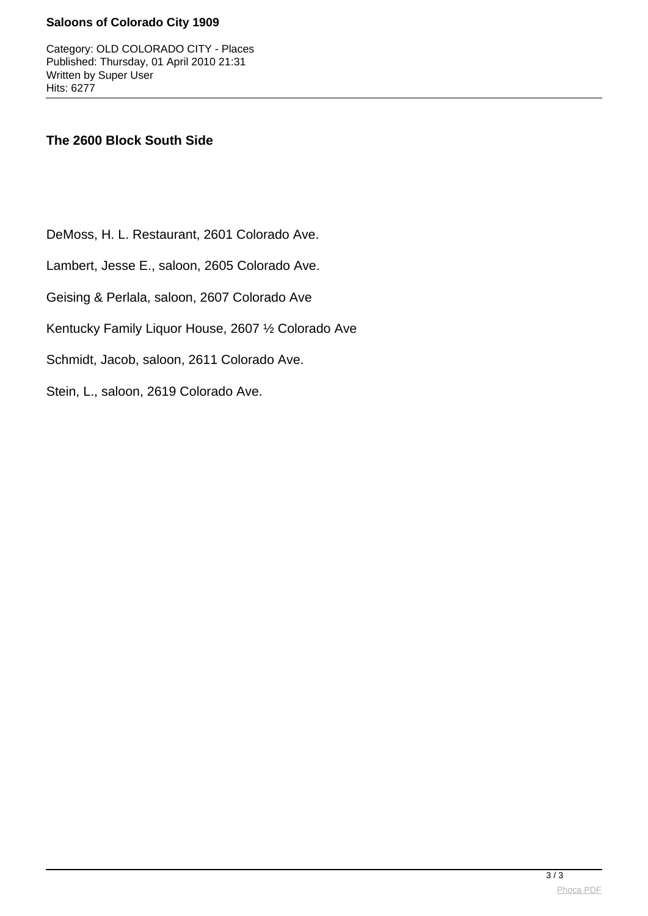## The 2600 Block South Side

DeMoss, H. L. Restaurant, 2601 Colorado Ave.

Lambert, Jesse E., saloon, 2605 Colorado Ave.

Geising & Perlala, saloon, 2607 Colorado Ave

Kentucky Family Liquor House, 2607 ½ Colorado Ave

Schmidt, Jacob, saloon, 2611 Colorado Ave.

Stein, L., saloon, 2619 Colorado Ave.